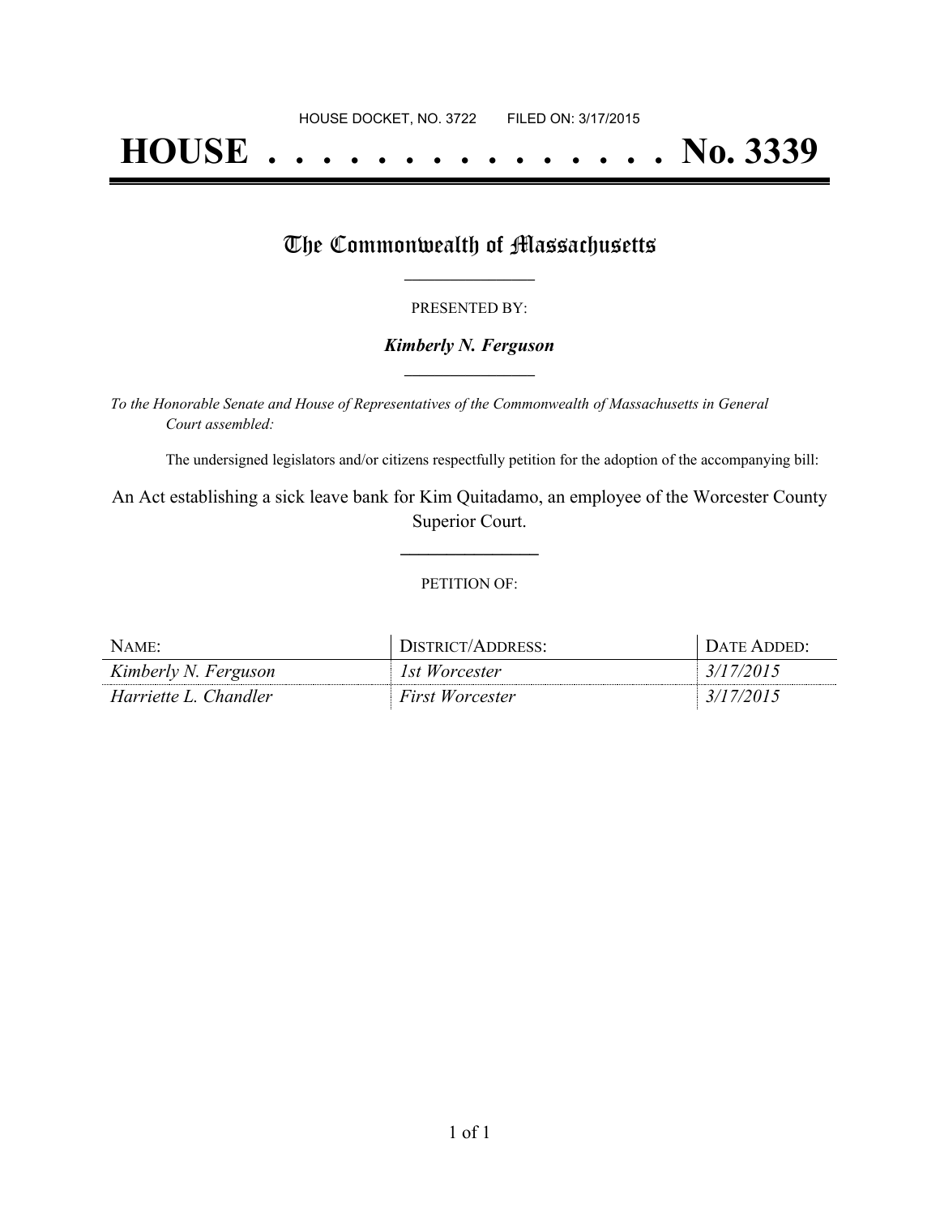HOUSE DOCKET, NO. 3722 FILED ON: 3/17/2015

# HOUSE . . . . . . . . . . . . . . . No. 3339

## The Commonwealth of Massachusetts

PRESENTED BY:

***Kimberly N. Ferguson***

*To the Honorable Senate and House of Representatives of the Commonwealth of Massachusetts in General Court assembled:*

The undersigned legislators and/or citizens respectfully petition for the adoption of the accompanying bill:

An Act establishing a sick leave bank for Kim Quitadamo, an employee of the Worcester County Superior Court.

PETITION OF:

| NAME: | DISTRICT/ADDRESS: | DATE ADDED: |
|---|---|---|
| *Kimberly N. Ferguson* | *1st Worcester* | *3/17/2015* |
| *Harriette L. Chandler* | *First Worcester* | *3/17/2015* |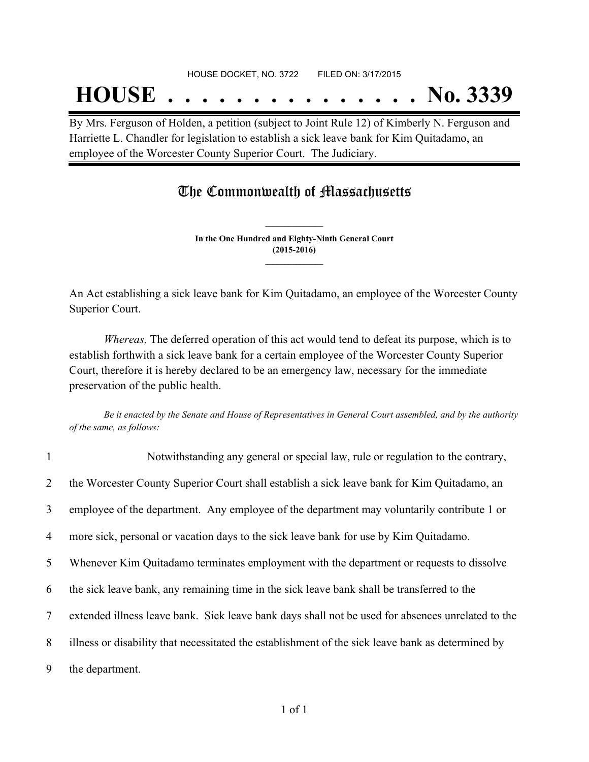HOUSE DOCKET, NO. 3722 FILED ON: 3/17/2015

# HOUSE . . . . . . . . . . . . . . . No. 3339

By Mrs. Ferguson of Holden, a petition (subject to Joint Rule 12) of Kimberly N. Ferguson and Harriette L. Chandler for legislation to establish a sick leave bank for Kim Quitadamo, an employee of the Worcester County Superior Court. The Judiciary.

## The Commonwealth of Massachusetts

**In the One Hundred and Eighty-Ninth General Court**
**(2015-2016)**

An Act establishing a sick leave bank for Kim Quitadamo, an employee of the Worcester County Superior Court.

*Whereas,* The deferred operation of this act would tend to defeat its purpose, which is to establish forthwith a sick leave bank for a certain employee of the Worcester County Superior Court, therefore it is hereby declared to be an emergency law, necessary for the immediate preservation of the public health.

*Be it enacted by the Senate and House of Representatives in General Court assembled, and by the authority of the same, as follows:*

1 Notwithstanding any general or special law, rule or regulation to the contrary,
2 the Worcester County Superior Court shall establish a sick leave bank for Kim Quitadamo, an
3 employee of the department. Any employee of the department may voluntarily contribute 1 or
4 more sick, personal or vacation days to the sick leave bank for use by Kim Quitadamo.
5 Whenever Kim Quitadamo terminates employment with the department or requests to dissolve
6 the sick leave bank, any remaining time in the sick leave bank shall be transferred to the
7 extended illness leave bank. Sick leave bank days shall not be used for absences unrelated to the
8 illness or disability that necessitated the establishment of the sick leave bank as determined by
9 the department.